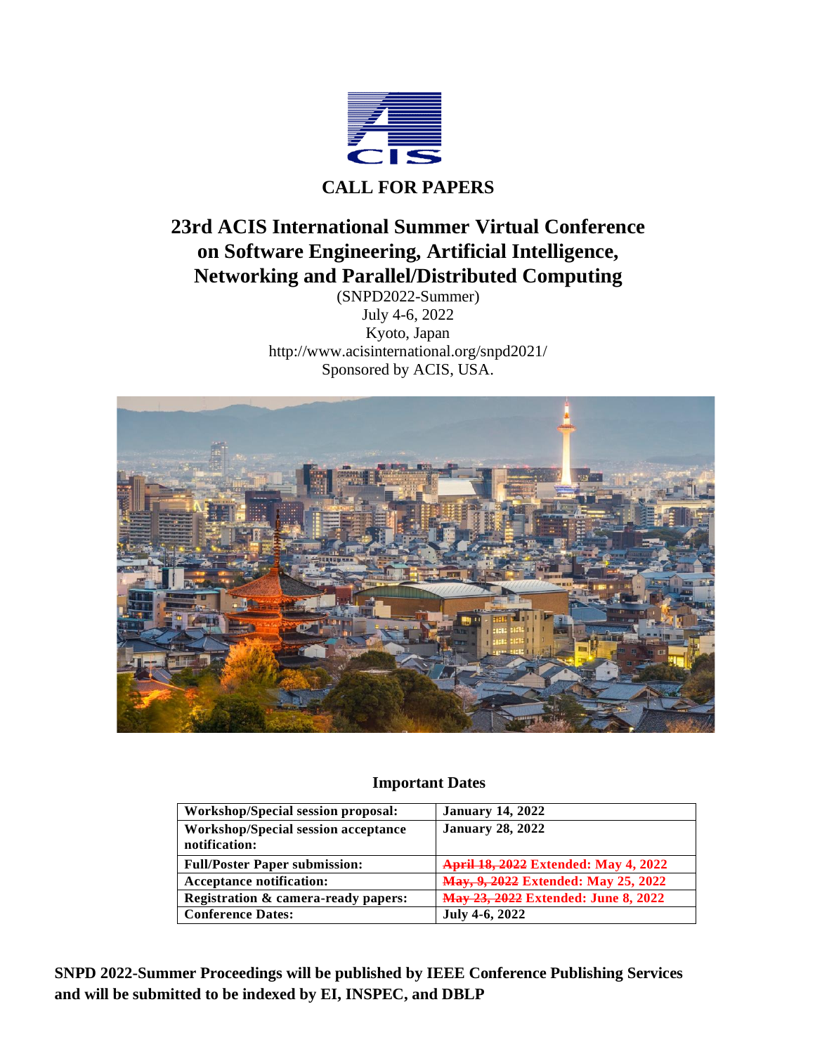**CALL FOR PAPERS**

# 23rd ACIS International Summer Virtual Conference on Software Engineering, Artificial Intelligence, Networking and Parallel/Distributed Computing

(SNPD2022-Summer)
July 4-6, 2022
Kyoto, Japan
http://www.acisinternational.org/snpd2021/
Sponsored by ACIS, USA.

## Important Dates

| | |
|---|---|
| **Workshop/Special session proposal:** | **January 14, 2022** |
| **Workshop/Special session acceptance notification:** | **January 28, 2022** |
| **Full/Poster Paper submission:** | ~~**April 18, 2022**~~ **Extended: May 4, 2022** |
| **Acceptance notification:** | ~~**May, 9, 2022**~~ **Extended: May 25, 2022** |
| **Registration & camera-ready papers:** | ~~**May 23, 2022**~~ **Extended: June 8, 2022** |
| **Conference Dates:** | **July 4-6, 2022** |

**SNPD 2022-Summer Proceedings will be published by IEEE Conference Publishing Services and will be submitted to be indexed by EI, INSPEC, and DBLP**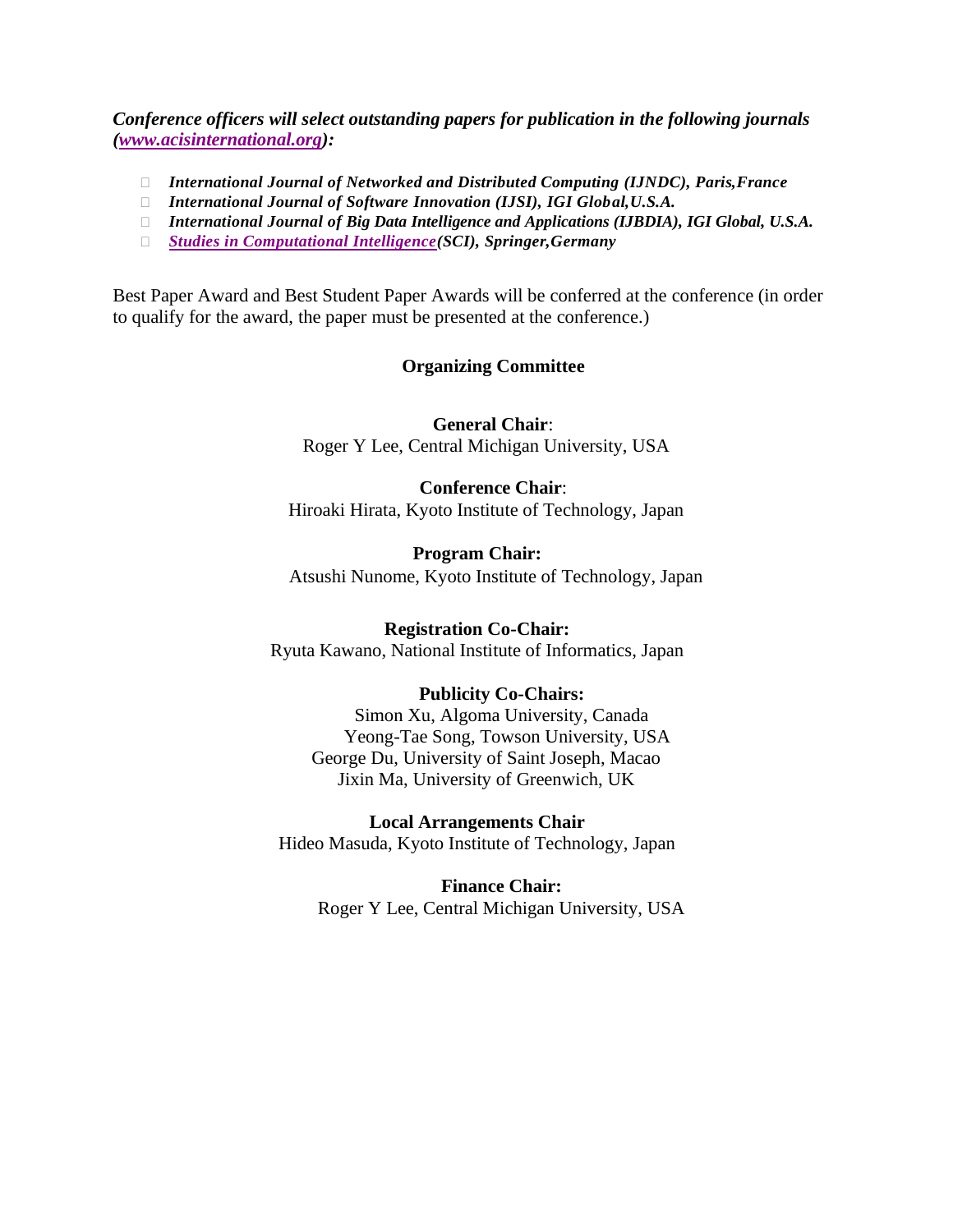***Conference officers will select outstanding papers for publication in the following journals (www.acisinternational.org):***

- ***International Journal of Networked and Distributed Computing (IJNDC), Paris,France***
- ***International Journal of Software Innovation (IJSI), IGI Global,U.S.A.***
- ***International Journal of Big Data Intelligence and Applications (IJBDIA), IGI Global, U.S.A.***
- ***Studies in Computational Intelligence(SCI), Springer,Germany***

Best Paper Award and Best Student Paper Awards will be conferred at the conference (in order to qualify for the award, the paper must be presented at the conference.)

## Organizing Committee

**General Chair**:
Roger Y Lee, Central Michigan University, USA

**Conference Chair**:
Hiroaki Hirata, Kyoto Institute of Technology, Japan

**Program Chair:**
Atsushi Nunome, Kyoto Institute of Technology, Japan

**Registration Co-Chair:**
Ryuta Kawano, National Institute of Informatics, Japan

**Publicity Co-Chairs:**
Simon Xu, Algoma University, Canada
Yeong-Tae Song, Towson University, USA
George Du, University of Saint Joseph, Macao
Jixin Ma, University of Greenwich, UK

**Local Arrangements Chair**
Hideo Masuda, Kyoto Institute of Technology, Japan

**Finance Chair:**
Roger Y Lee, Central Michigan University, USA